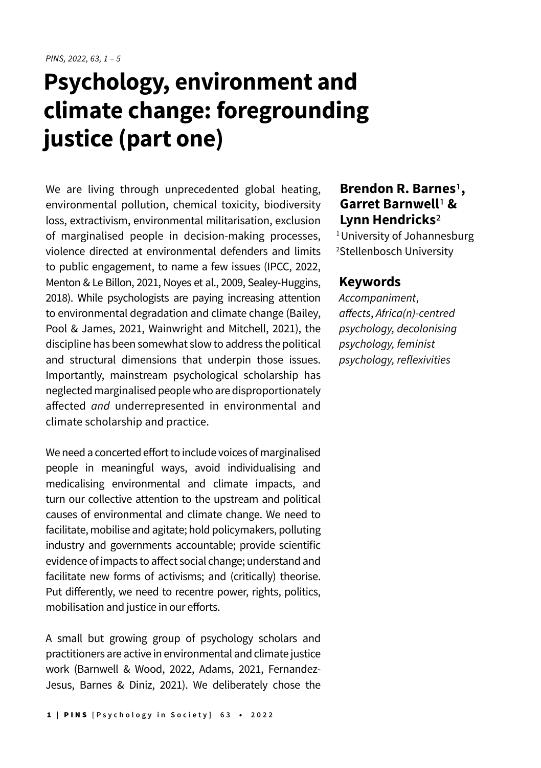# Psychology, environment and climate change: foregrounding justice (part one)

**Brendon R. Barnes[1], Garret Barnwell[1] & Lynn Hendricks[2]**

[1] University of Johannesburg
[2] Stellenbosch University

## Keywords

*Accompaniment*, *affects*, *Africa(n)-centred psychology, decolonising psychology, feminist psychology, reflexivities*

We are living through unprecedented global heating, environmental pollution, chemical toxicity, biodiversity loss, extractivism, environmental militarisation, exclusion of marginalised people in decision-making processes, violence directed at environmental defenders and limits to public engagement, to name a few issues (IPCC, 2022, Menton & Le Billon, 2021, Noyes et al., 2009, Sealey-Huggins, 2018). While psychologists are paying increasing attention to environmental degradation and climate change (Bailey, Pool & James, 2021, Wainwright and Mitchell, 2021), the discipline has been somewhat slow to address the political and structural dimensions that underpin those issues. Importantly, mainstream psychological scholarship has neglected marginalised people who are disproportionately affected *and* underrepresented in environmental and climate scholarship and practice.

We need a concerted effort to include voices of marginalised people in meaningful ways, avoid individualising and medicalising environmental and climate impacts, and turn our collective attention to the upstream and political causes of environmental and climate change. We need to facilitate, mobilise and agitate; hold policymakers, polluting industry and governments accountable; provide scientific evidence of impacts to affect social change; understand and facilitate new forms of activisms; and (critically) theorise. Put differently, we need to recentre power, rights, politics, mobilisation and justice in our efforts.

A small but growing group of psychology scholars and practitioners are active in environmental and climate justice work (Barnwell & Wood, 2022, Adams, 2021, Fernandez-Jesus, Barnes & Diniz, 2021). We deliberately chose the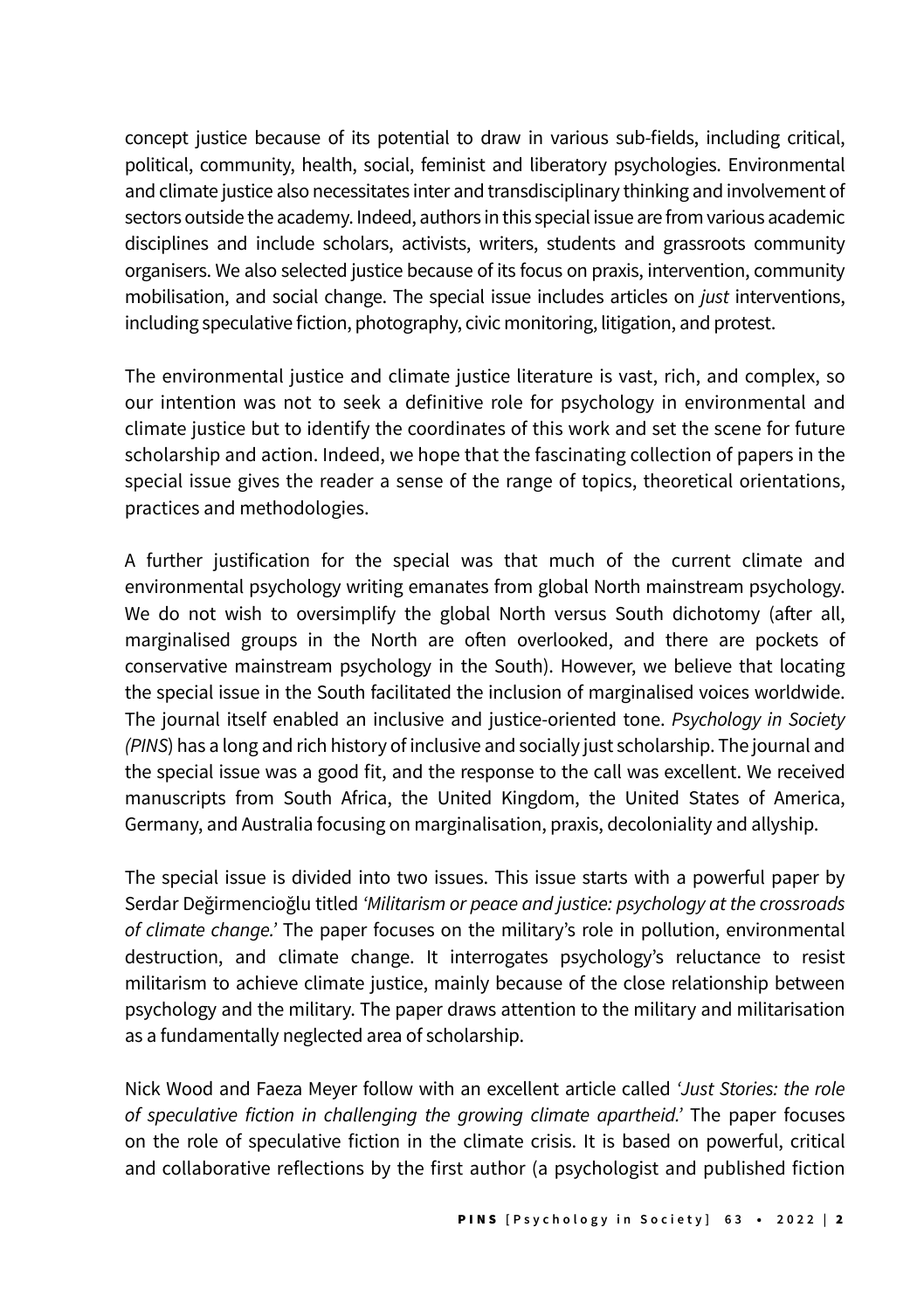concept justice because of its potential to draw in various sub-fields, including critical, political, community, health, social, feminist and liberatory psychologies. Environmental and climate justice also necessitates inter and transdisciplinary thinking and involvement of sectors outside the academy. Indeed, authors in this special issue are from various academic disciplines and include scholars, activists, writers, students and grassroots community organisers. We also selected justice because of its focus on praxis, intervention, community mobilisation, and social change. The special issue includes articles on *just* interventions, including speculative fiction, photography, civic monitoring, litigation, and protest.

The environmental justice and climate justice literature is vast, rich, and complex, so our intention was not to seek a definitive role for psychology in environmental and climate justice but to identify the coordinates of this work and set the scene for future scholarship and action. Indeed, we hope that the fascinating collection of papers in the special issue gives the reader a sense of the range of topics, theoretical orientations, practices and methodologies.

A further justification for the special was that much of the current climate and environmental psychology writing emanates from global North mainstream psychology. We do not wish to oversimplify the global North versus South dichotomy (after all, marginalised groups in the North are often overlooked, and there are pockets of conservative mainstream psychology in the South). However, we believe that locating the special issue in the South facilitated the inclusion of marginalised voices worldwide. The journal itself enabled an inclusive and justice-oriented tone. *Psychology in Society (PINS*) has a long and rich history of inclusive and socially just scholarship. The journal and the special issue was a good fit, and the response to the call was excellent. We received manuscripts from South Africa, the United Kingdom, the United States of America, Germany, and Australia focusing on marginalisation, praxis, decoloniality and allyship.

The special issue is divided into two issues. This issue starts with a powerful paper by Serdar Değirmencioğlu titled *'Militarism or peace and justice: psychology at the crossroads of climate change.'* The paper focuses on the military's role in pollution, environmental destruction, and climate change. It interrogates psychology's reluctance to resist militarism to achieve climate justice, mainly because of the close relationship between psychology and the military. The paper draws attention to the military and militarisation as a fundamentally neglected area of scholarship.

Nick Wood and Faeza Meyer follow with an excellent article called '*Just Stories: the role of speculative fiction in challenging the growing climate apartheid.'* The paper focuses on the role of speculative fiction in the climate crisis. It is based on powerful, critical and collaborative reflections by the first author (a psychologist and published fiction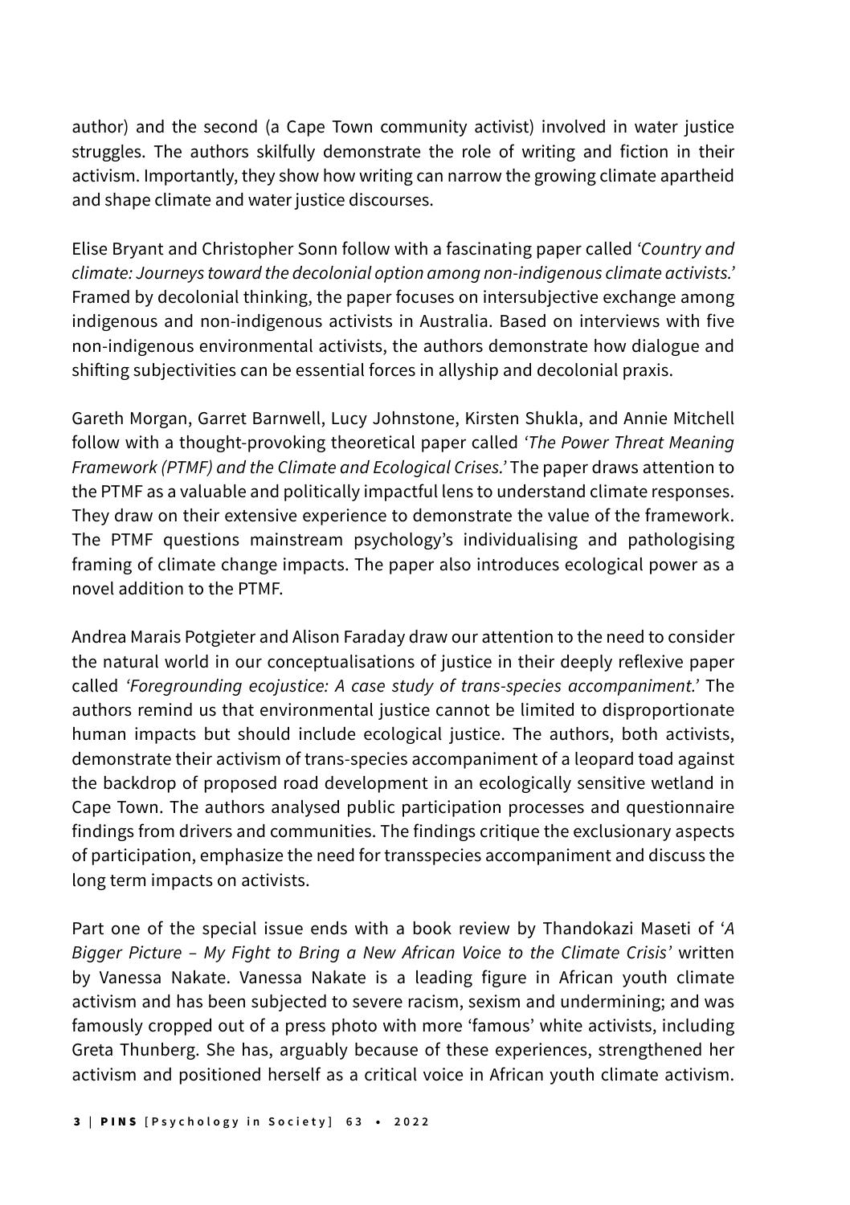author) and the second (a Cape Town community activist) involved in water justice struggles. The authors skilfully demonstrate the role of writing and fiction in their activism. Importantly, they show how writing can narrow the growing climate apartheid and shape climate and water justice discourses.

Elise Bryant and Christopher Sonn follow with a fascinating paper called *'Country and climate: Journeys toward the decolonial option among non-indigenous climate activists.'* Framed by decolonial thinking, the paper focuses on intersubjective exchange among indigenous and non-indigenous activists in Australia. Based on interviews with five non-indigenous environmental activists, the authors demonstrate how dialogue and shifting subjectivities can be essential forces in allyship and decolonial praxis.

Gareth Morgan, Garret Barnwell, Lucy Johnstone, Kirsten Shukla, and Annie Mitchell follow with a thought-provoking theoretical paper called *'The Power Threat Meaning Framework (PTMF) and the Climate and Ecological Crises.'* The paper draws attention to the PTMF as a valuable and politically impactful lens to understand climate responses. They draw on their extensive experience to demonstrate the value of the framework. The PTMF questions mainstream psychology's individualising and pathologising framing of climate change impacts. The paper also introduces ecological power as a novel addition to the PTMF.

Andrea Marais Potgieter and Alison Faraday draw our attention to the need to consider the natural world in our conceptualisations of justice in their deeply reflexive paper called *'Foregrounding ecojustice: A case study of trans-species accompaniment.'* The authors remind us that environmental justice cannot be limited to disproportionate human impacts but should include ecological justice. The authors, both activists, demonstrate their activism of trans-species accompaniment of a leopard toad against the backdrop of proposed road development in an ecologically sensitive wetland in Cape Town. The authors analysed public participation processes and questionnaire findings from drivers and communities. The findings critique the exclusionary aspects of participation, emphasize the need for transspecies accompaniment and discuss the long term impacts on activists.

Part one of the special issue ends with a book review by Thandokazi Maseti of '*A Bigger Picture – My Fight to Bring a New African Voice to the Climate Crisis'* written by Vanessa Nakate. Vanessa Nakate is a leading figure in African youth climate activism and has been subjected to severe racism, sexism and undermining; and was famously cropped out of a press photo with more 'famous' white activists, including Greta Thunberg. She has, arguably because of these experiences, strengthened her activism and positioned herself as a critical voice in African youth climate activism.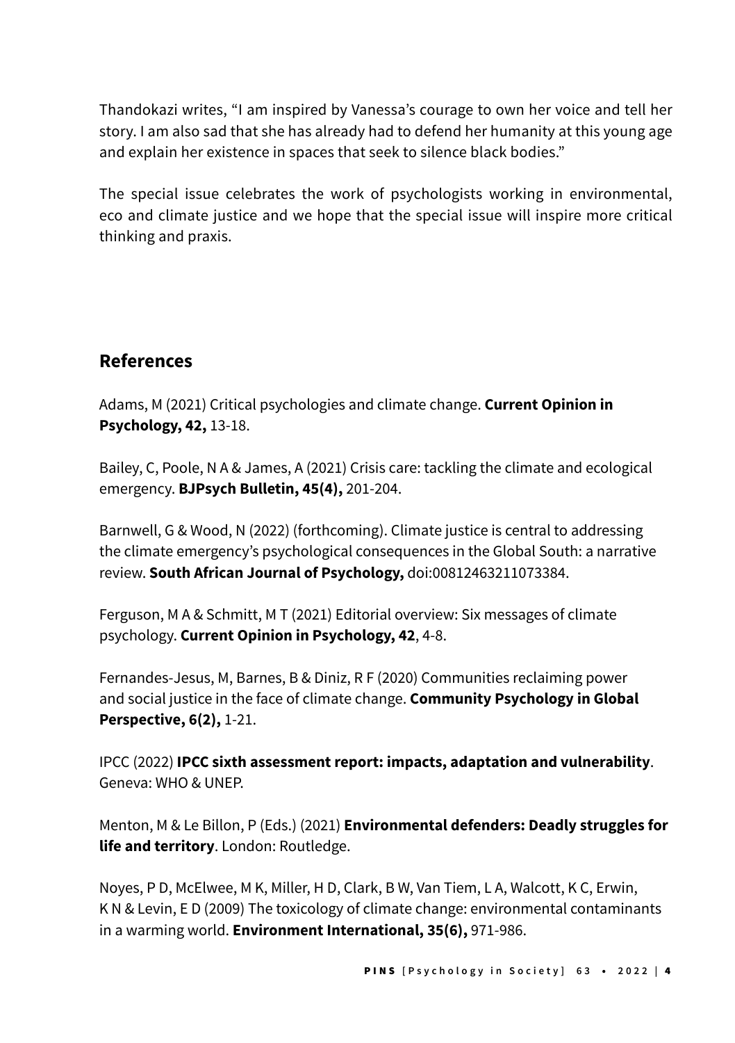Thandokazi writes, "I am inspired by Vanessa's courage to own her voice and tell her story. I am also sad that she has already had to defend her humanity at this young age and explain her existence in spaces that seek to silence black bodies."

The special issue celebrates the work of psychologists working in environmental, eco and climate justice and we hope that the special issue will inspire more critical thinking and praxis.

## References

Adams, M (2021) Critical psychologies and climate change. **Current Opinion in Psychology, 42,** 13-18.

Bailey, C, Poole, N A & James, A (2021) Crisis care: tackling the climate and ecological emergency. **BJPsych Bulletin, 45(4),** 201-204.

Barnwell, G & Wood, N (2022) (forthcoming). Climate justice is central to addressing the climate emergency's psychological consequences in the Global South: a narrative review. **South African Journal of Psychology,** doi:00812463211073384.

Ferguson, M A & Schmitt, M T (2021) Editorial overview: Six messages of climate psychology. **Current Opinion in Psychology, 42**, 4-8.

Fernandes-Jesus, M, Barnes, B & Diniz, R F (2020) Communities reclaiming power and social justice in the face of climate change. **Community Psychology in Global Perspective, 6(2),** 1-21.

IPCC (2022) **IPCC sixth assessment report: impacts, adaptation and vulnerability**. Geneva: WHO & UNEP.

Menton, M & Le Billon, P (Eds.) (2021) **Environmental defenders: Deadly struggles for life and territory**. London: Routledge.

Noyes, P D, McElwee, M K, Miller, H D, Clark, B W, Van Tiem, L A, Walcott, K C, Erwin, K N & Levin, E D (2009) The toxicology of climate change: environmental contaminants in a warming world. **Environment International, 35(6),** 971-986.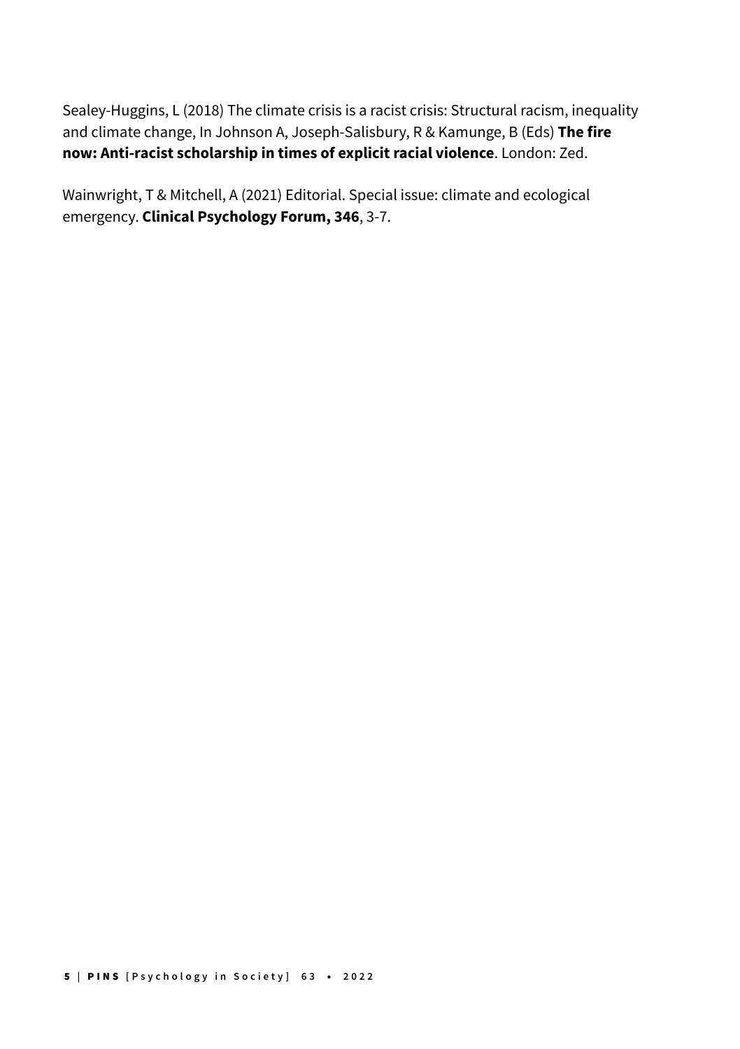Sealey-Huggins, L (2018) The climate crisis is a racist crisis: Structural racism, inequality and climate change, In Johnson A, Joseph-Salisbury, R & Kamunge, B (Eds) **The fire now: Anti-racist scholarship in times of explicit racial violence**. London: Zed.

Wainwright, T & Mitchell, A (2021) Editorial. Special issue: climate and ecological emergency. **Clinical Psychology Forum, 346**, 3-7.